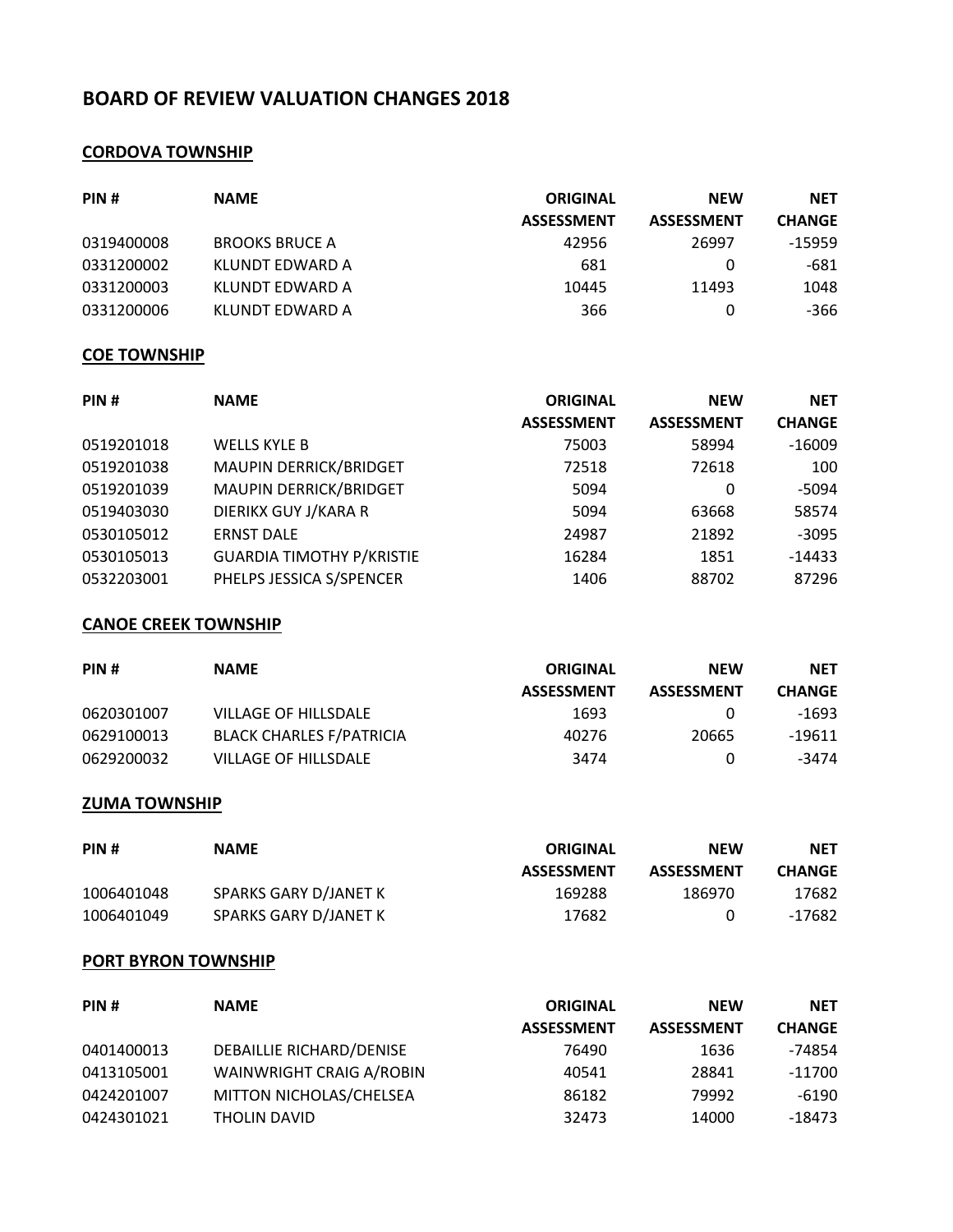# BOARD OF REVIEW VALUATION CHANGES 2018

## CORDOVA TOWNSHIP

| PIN # | NAME | ORIGINAL ASSESSMENT | NEW ASSESSMENT | NET CHANGE |
|---|---|---|---|---|
| 0319400008 | BROOKS BRUCE A | 42956 | 26997 | -15959 |
| 0331200002 | KLUNDT EDWARD A | 681 | 0 | -681 |
| 0331200003 | KLUNDT EDWARD A | 10445 | 11493 | 1048 |
| 0331200006 | KLUNDT EDWARD A | 366 | 0 | -366 |

## COE TOWNSHIP

| PIN # | NAME | ORIGINAL ASSESSMENT | NEW ASSESSMENT | NET CHANGE |
|---|---|---|---|---|
| 0519201018 | WELLS KYLE B | 75003 | 58994 | -16009 |
| 0519201038 | MAUPIN DERRICK/BRIDGET | 72518 | 72618 | 100 |
| 0519201039 | MAUPIN DERRICK/BRIDGET | 5094 | 0 | -5094 |
| 0519403030 | DIERIKX GUY J/KARA R | 5094 | 63668 | 58574 |
| 0530105012 | ERNST DALE | 24987 | 21892 | -3095 |
| 0530105013 | GUARDIA TIMOTHY P/KRISTIE | 16284 | 1851 | -14433 |
| 0532203001 | PHELPS JESSICA S/SPENCER | 1406 | 88702 | 87296 |

## CANOE CREEK TOWNSHIP

| PIN # | NAME | ORIGINAL ASSESSMENT | NEW ASSESSMENT | NET CHANGE |
|---|---|---|---|---|
| 0620301007 | VILLAGE OF HILLSDALE | 1693 | 0 | -1693 |
| 0629100013 | BLACK CHARLES F/PATRICIA | 40276 | 20665 | -19611 |
| 0629200032 | VILLAGE OF HILLSDALE | 3474 | 0 | -3474 |

## ZUMA TOWNSHIP

| PIN # | NAME | ORIGINAL ASSESSMENT | NEW ASSESSMENT | NET CHANGE |
|---|---|---|---|---|
| 1006401048 | SPARKS GARY D/JANET K | 169288 | 186970 | 17682 |
| 1006401049 | SPARKS GARY D/JANET K | 17682 | 0 | -17682 |

## PORT BYRON TOWNSHIP

| PIN # | NAME | ORIGINAL ASSESSMENT | NEW ASSESSMENT | NET CHANGE |
|---|---|---|---|---|
| 0401400013 | DEBAILLIE RICHARD/DENISE | 76490 | 1636 | -74854 |
| 0413105001 | WAINWRIGHT CRAIG A/ROBIN | 40541 | 28841 | -11700 |
| 0424201007 | MITTON NICHOLAS/CHELSEA | 86182 | 79992 | -6190 |
| 0424301021 | THOLIN DAVID | 32473 | 14000 | -18473 |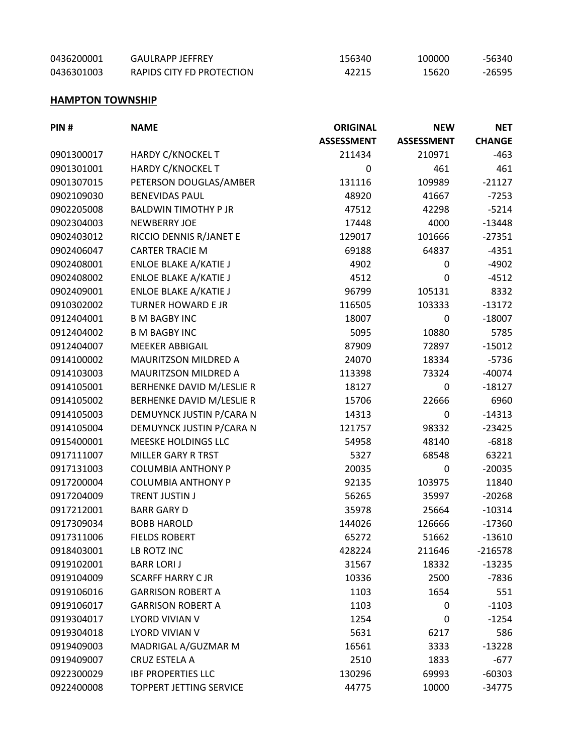| | | | | |
|---|---|---|---|---|
| 0436200001 | GAULRAPP JEFFREY | 156340 | 100000 | -56340 |
| 0436301003 | RAPIDS CITY FD PROTECTION | 42215 | 15620 | -26595 |

**HAMPTON TOWNSHIP**

| PIN # | NAME | ORIGINAL ASSESSMENT | NEW ASSESSMENT | NET CHANGE |
|---|---|---|---|---|
| 0901300017 | HARDY C/KNOCKEL T | 211434 | 210971 | -463 |
| 0901301001 | HARDY C/KNOCKEL T | 0 | 461 | 461 |
| 0901307015 | PETERSON DOUGLAS/AMBER | 131116 | 109989 | -21127 |
| 0902109030 | BENEVIDAS PAUL | 48920 | 41667 | -7253 |
| 0902205008 | BALDWIN TIMOTHY P JR | 47512 | 42298 | -5214 |
| 0902304003 | NEWBERRY JOE | 17448 | 4000 | -13448 |
| 0902403012 | RICCIO DENNIS R/JANET E | 129017 | 101666 | -27351 |
| 0902406047 | CARTER TRACIE M | 69188 | 64837 | -4351 |
| 0902408001 | ENLOE BLAKE A/KATIE J | 4902 | 0 | -4902 |
| 0902408002 | ENLOE BLAKE A/KATIE J | 4512 | 0 | -4512 |
| 0902409001 | ENLOE BLAKE A/KATIE J | 96799 | 105131 | 8332 |
| 0910302002 | TURNER HOWARD E JR | 116505 | 103333 | -13172 |
| 0912404001 | B M BAGBY INC | 18007 | 0 | -18007 |
| 0912404002 | B M BAGBY INC | 5095 | 10880 | 5785 |
| 0912404007 | MEEKER ABBIGAIL | 87909 | 72897 | -15012 |
| 0914100002 | MAURITZSON MILDRED A | 24070 | 18334 | -5736 |
| 0914103003 | MAURITZSON MILDRED A | 113398 | 73324 | -40074 |
| 0914105001 | BERHENKE DAVID M/LESLIE R | 18127 | 0 | -18127 |
| 0914105002 | BERHENKE DAVID M/LESLIE R | 15706 | 22666 | 6960 |
| 0914105003 | DEMUYNCK JUSTIN P/CARA N | 14313 | 0 | -14313 |
| 0914105004 | DEMUYNCK JUSTIN P/CARA N | 121757 | 98332 | -23425 |
| 0915400001 | MEESKE HOLDINGS LLC | 54958 | 48140 | -6818 |
| 0917111007 | MILLER GARY R TRST | 5327 | 68548 | 63221 |
| 0917131003 | COLUMBIA ANTHONY P | 20035 | 0 | -20035 |
| 0917200004 | COLUMBIA ANTHONY P | 92135 | 103975 | 11840 |
| 0917204009 | TRENT JUSTIN J | 56265 | 35997 | -20268 |
| 0917212001 | BARR GARY D | 35978 | 25664 | -10314 |
| 0917309034 | BOBB HAROLD | 144026 | 126666 | -17360 |
| 0917311006 | FIELDS ROBERT | 65272 | 51662 | -13610 |
| 0918403001 | LB ROTZ INC | 428224 | 211646 | -216578 |
| 0919102001 | BARR LORI J | 31567 | 18332 | -13235 |
| 0919104009 | SCARFF HARRY C JR | 10336 | 2500 | -7836 |
| 0919106016 | GARRISON ROBERT A | 1103 | 1654 | 551 |
| 0919106017 | GARRISON ROBERT A | 1103 | 0 | -1103 |
| 0919304017 | LYORD VIVIAN V | 1254 | 0 | -1254 |
| 0919304018 | LYORD VIVIAN V | 5631 | 6217 | 586 |
| 0919409003 | MADRIGAL A/GUZMAR M | 16561 | 3333 | -13228 |
| 0919409007 | CRUZ ESTELA A | 2510 | 1833 | -677 |
| 0922300029 | IBF PROPERTIES LLC | 130296 | 69993 | -60303 |
| 0922400008 | TOPPERT JETTING SERVICE | 44775 | 10000 | -34775 |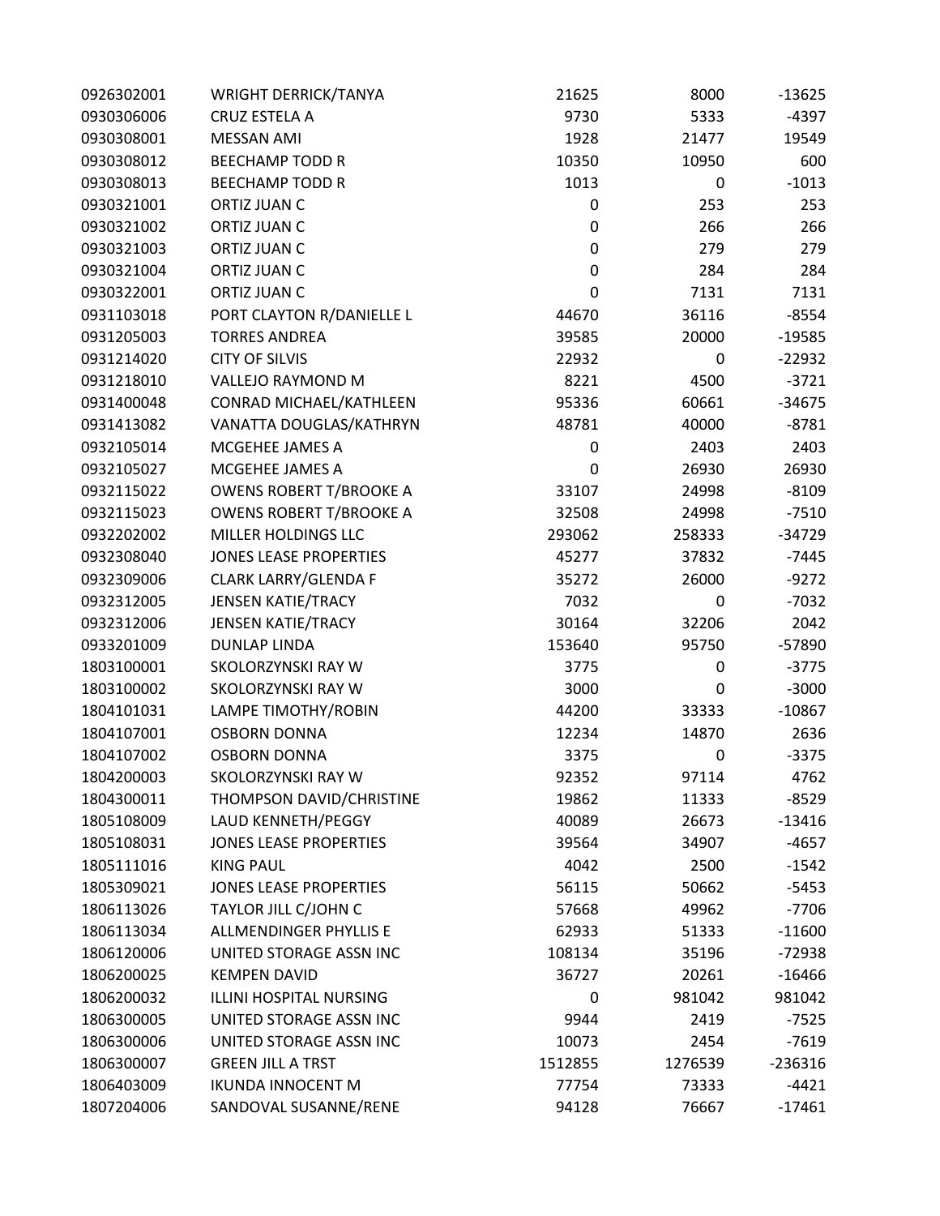| | | | | |
|---|---|---|---|---|
| 0926302001 | WRIGHT DERRICK/TANYA | 21625 | 8000 | -13625 |
| 0930306006 | CRUZ ESTELA A | 9730 | 5333 | -4397 |
| 0930308001 | MESSAN AMI | 1928 | 21477 | 19549 |
| 0930308012 | BEECHAMP TODD R | 10350 | 10950 | 600 |
| 0930308013 | BEECHAMP TODD R | 1013 | 0 | -1013 |
| 0930321001 | ORTIZ JUAN C | 0 | 253 | 253 |
| 0930321002 | ORTIZ JUAN C | 0 | 266 | 266 |
| 0930321003 | ORTIZ JUAN C | 0 | 279 | 279 |
| 0930321004 | ORTIZ JUAN C | 0 | 284 | 284 |
| 0930322001 | ORTIZ JUAN C | 0 | 7131 | 7131 |
| 0931103018 | PORT CLAYTON R/DANIELLE L | 44670 | 36116 | -8554 |
| 0931205003 | TORRES ANDREA | 39585 | 20000 | -19585 |
| 0931214020 | CITY OF SILVIS | 22932 | 0 | -22932 |
| 0931218010 | VALLEJO RAYMOND M | 8221 | 4500 | -3721 |
| 0931400048 | CONRAD MICHAEL/KATHLEEN | 95336 | 60661 | -34675 |
| 0931413082 | VANATTA DOUGLAS/KATHRYN | 48781 | 40000 | -8781 |
| 0932105014 | MCGEHEE JAMES A | 0 | 2403 | 2403 |
| 0932105027 | MCGEHEE JAMES A | 0 | 26930 | 26930 |
| 0932115022 | OWENS ROBERT T/BROOKE A | 33107 | 24998 | -8109 |
| 0932115023 | OWENS ROBERT T/BROOKE A | 32508 | 24998 | -7510 |
| 0932202002 | MILLER HOLDINGS LLC | 293062 | 258333 | -34729 |
| 0932308040 | JONES LEASE PROPERTIES | 45277 | 37832 | -7445 |
| 0932309006 | CLARK LARRY/GLENDA F | 35272 | 26000 | -9272 |
| 0932312005 | JENSEN KATIE/TRACY | 7032 | 0 | -7032 |
| 0932312006 | JENSEN KATIE/TRACY | 30164 | 32206 | 2042 |
| 0933201009 | DUNLAP LINDA | 153640 | 95750 | -57890 |
| 1803100001 | SKOLORZYNSKI RAY W | 3775 | 0 | -3775 |
| 1803100002 | SKOLORZYNSKI RAY W | 3000 | 0 | -3000 |
| 1804101031 | LAMPE TIMOTHY/ROBIN | 44200 | 33333 | -10867 |
| 1804107001 | OSBORN DONNA | 12234 | 14870 | 2636 |
| 1804107002 | OSBORN DONNA | 3375 | 0 | -3375 |
| 1804200003 | SKOLORZYNSKI RAY W | 92352 | 97114 | 4762 |
| 1804300011 | THOMPSON DAVID/CHRISTINE | 19862 | 11333 | -8529 |
| 1805108009 | LAUD KENNETH/PEGGY | 40089 | 26673 | -13416 |
| 1805108031 | JONES LEASE PROPERTIES | 39564 | 34907 | -4657 |
| 1805111016 | KING PAUL | 4042 | 2500 | -1542 |
| 1805309021 | JONES LEASE PROPERTIES | 56115 | 50662 | -5453 |
| 1806113026 | TAYLOR JILL C/JOHN C | 57668 | 49962 | -7706 |
| 1806113034 | ALLMENDINGER PHYLLIS E | 62933 | 51333 | -11600 |
| 1806120006 | UNITED STORAGE ASSN INC | 108134 | 35196 | -72938 |
| 1806200025 | KEMPEN DAVID | 36727 | 20261 | -16466 |
| 1806200032 | ILLINI HOSPITAL NURSING | 0 | 981042 | 981042 |
| 1806300005 | UNITED STORAGE ASSN INC | 9944 | 2419 | -7525 |
| 1806300006 | UNITED STORAGE ASSN INC | 10073 | 2454 | -7619 |
| 1806300007 | GREEN JILL A TRST | 1512855 | 1276539 | -236316 |
| 1806403009 | IKUNDA INNOCENT M | 77754 | 73333 | -4421 |
| 1807204006 | SANDOVAL SUSANNE/RENE | 94128 | 76667 | -17461 |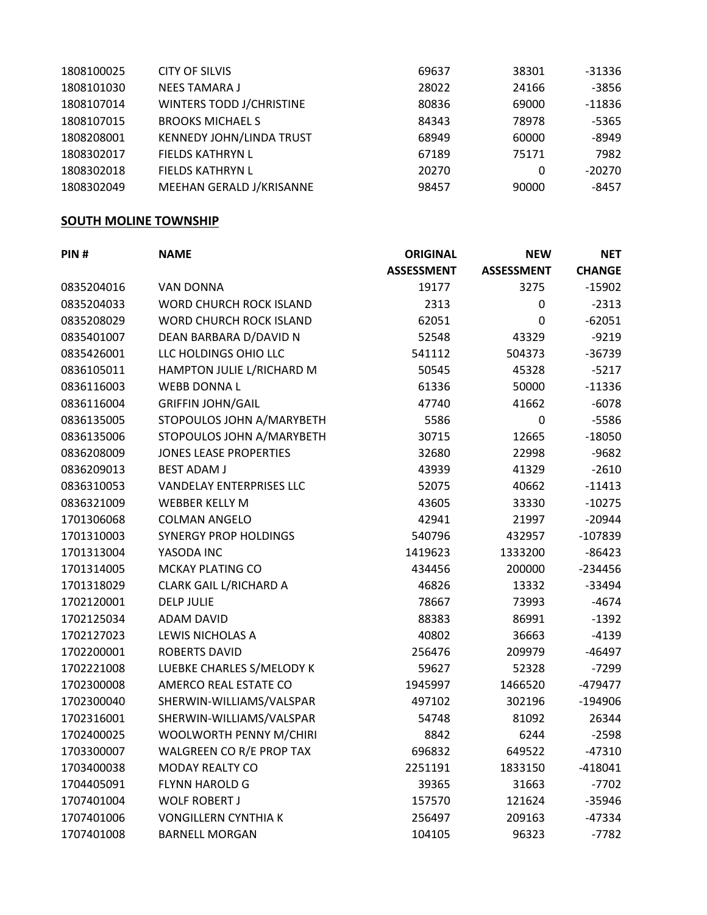| | | | | |
|---|---|---|---|---|
| 1808100025 | CITY OF SILVIS | 69637 | 38301 | -31336 |
| 1808101030 | NEES TAMARA J | 28022 | 24166 | -3856 |
| 1808107014 | WINTERS TODD J/CHRISTINE | 80836 | 69000 | -11836 |
| 1808107015 | BROOKS MICHAEL S | 84343 | 78978 | -5365 |
| 1808208001 | KENNEDY JOHN/LINDA TRUST | 68949 | 60000 | -8949 |
| 1808302017 | FIELDS KATHRYN L | 67189 | 75171 | 7982 |
| 1808302018 | FIELDS KATHRYN L | 20270 | 0 | -20270 |
| 1808302049 | MEEHAN GERALD J/KRISANNE | 98457 | 90000 | -8457 |

**SOUTH MOLINE TOWNSHIP**

| PIN # | NAME | ORIGINAL ASSESSMENT | NEW ASSESSMENT | NET CHANGE |
|---|---|---|---|---|
| 0835204016 | VAN DONNA | 19177 | 3275 | -15902 |
| 0835204033 | WORD CHURCH ROCK ISLAND | 2313 | 0 | -2313 |
| 0835208029 | WORD CHURCH ROCK ISLAND | 62051 | 0 | -62051 |
| 0835401007 | DEAN BARBARA D/DAVID N | 52548 | 43329 | -9219 |
| 0835426001 | LLC HOLDINGS OHIO LLC | 541112 | 504373 | -36739 |
| 0836105011 | HAMPTON JULIE L/RICHARD M | 50545 | 45328 | -5217 |
| 0836116003 | WEBB DONNA L | 61336 | 50000 | -11336 |
| 0836116004 | GRIFFIN JOHN/GAIL | 47740 | 41662 | -6078 |
| 0836135005 | STOPOULOS JOHN A/MARYBETH | 5586 | 0 | -5586 |
| 0836135006 | STOPOULOS JOHN A/MARYBETH | 30715 | 12665 | -18050 |
| 0836208009 | JONES LEASE PROPERTIES | 32680 | 22998 | -9682 |
| 0836209013 | BEST ADAM J | 43939 | 41329 | -2610 |
| 0836310053 | VANDELAY ENTERPRISES LLC | 52075 | 40662 | -11413 |
| 0836321009 | WEBBER KELLY M | 43605 | 33330 | -10275 |
| 1701306068 | COLMAN ANGELO | 42941 | 21997 | -20944 |
| 1701310003 | SYNERGY PROP HOLDINGS | 540796 | 432957 | -107839 |
| 1701313004 | YASODA INC | 1419623 | 1333200 | -86423 |
| 1701314005 | MCKAY PLATING CO | 434456 | 200000 | -234456 |
| 1701318029 | CLARK GAIL L/RICHARD A | 46826 | 13332 | -33494 |
| 1702120001 | DELP JULIE | 78667 | 73993 | -4674 |
| 1702125034 | ADAM DAVID | 88383 | 86991 | -1392 |
| 1702127023 | LEWIS NICHOLAS A | 40802 | 36663 | -4139 |
| 1702200001 | ROBERTS DAVID | 256476 | 209979 | -46497 |
| 1702221008 | LUEBKE CHARLES S/MELODY K | 59627 | 52328 | -7299 |
| 1702300008 | AMERCO REAL ESTATE CO | 1945997 | 1466520 | -479477 |
| 1702300040 | SHERWIN-WILLIAMS/VALSPAR | 497102 | 302196 | -194906 |
| 1702316001 | SHERWIN-WILLIAMS/VALSPAR | 54748 | 81092 | 26344 |
| 1702400025 | WOOLWORTH PENNY M/CHIRI | 8842 | 6244 | -2598 |
| 1703300007 | WALGREEN CO R/E PROP TAX | 696832 | 649522 | -47310 |
| 1703400038 | MODAY REALTY CO | 2251191 | 1833150 | -418041 |
| 1704405091 | FLYNN HAROLD G | 39365 | 31663 | -7702 |
| 1707401004 | WOLF ROBERT J | 157570 | 121624 | -35946 |
| 1707401006 | VONGILLERN CYNTHIA K | 256497 | 209163 | -47334 |
| 1707401008 | BARNELL MORGAN | 104105 | 96323 | -7782 |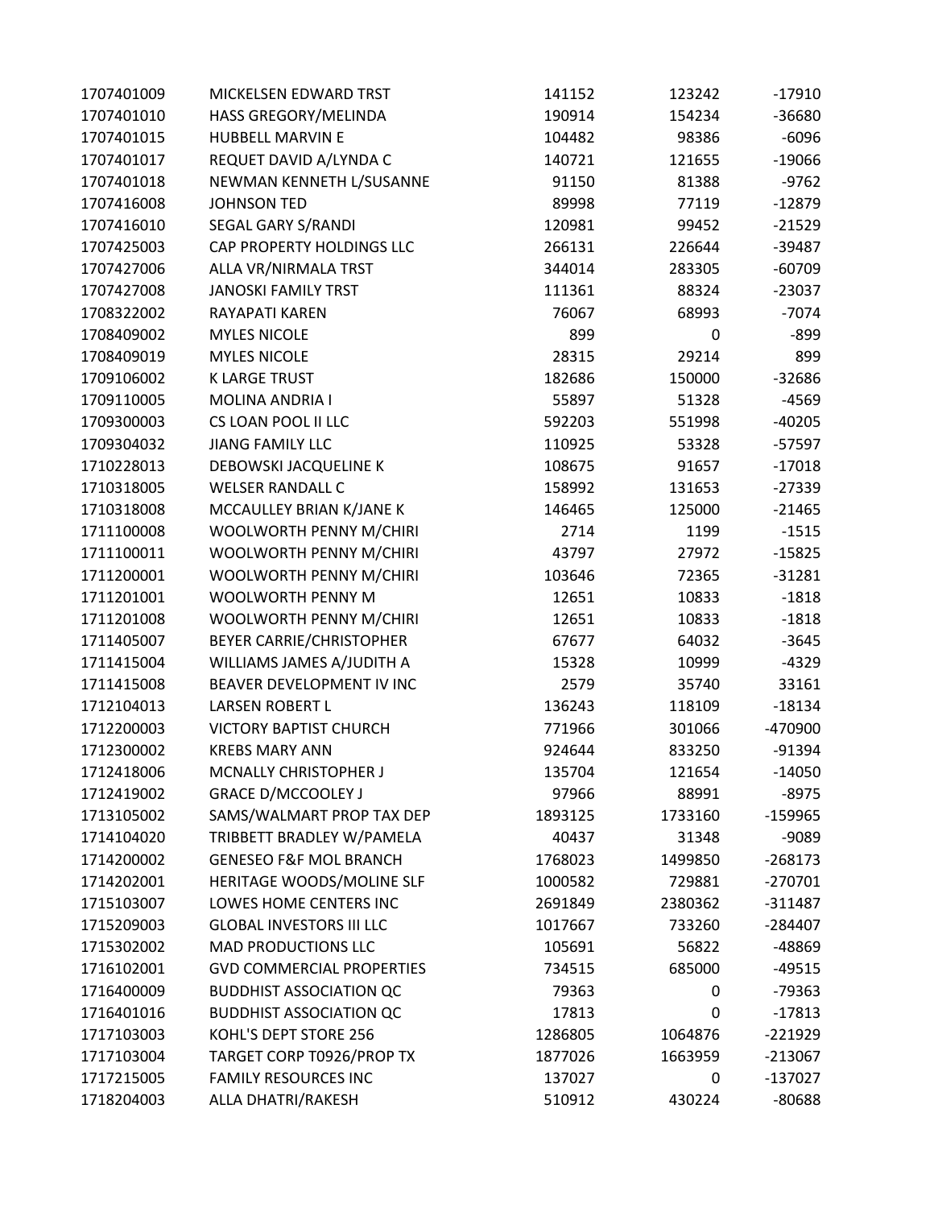| | | | | |
|---|---|---|---|---|
| 1707401009 | MICKELSEN EDWARD TRST | 141152 | 123242 | -17910 |
| 1707401010 | HASS GREGORY/MELINDA | 190914 | 154234 | -36680 |
| 1707401015 | HUBBELL MARVIN E | 104482 | 98386 | -6096 |
| 1707401017 | REQUET DAVID A/LYNDA C | 140721 | 121655 | -19066 |
| 1707401018 | NEWMAN KENNETH L/SUSANNE | 91150 | 81388 | -9762 |
| 1707416008 | JOHNSON TED | 89998 | 77119 | -12879 |
| 1707416010 | SEGAL GARY S/RANDI | 120981 | 99452 | -21529 |
| 1707425003 | CAP PROPERTY HOLDINGS LLC | 266131 | 226644 | -39487 |
| 1707427006 | ALLA VR/NIRMALA TRST | 344014 | 283305 | -60709 |
| 1707427008 | JANOSKI FAMILY TRST | 111361 | 88324 | -23037 |
| 1708322002 | RAYAPATI KAREN | 76067 | 68993 | -7074 |
| 1708409002 | MYLES NICOLE | 899 | 0 | -899 |
| 1708409019 | MYLES NICOLE | 28315 | 29214 | 899 |
| 1709106002 | K LARGE TRUST | 182686 | 150000 | -32686 |
| 1709110005 | MOLINA ANDRIA I | 55897 | 51328 | -4569 |
| 1709300003 | CS LOAN POOL II LLC | 592203 | 551998 | -40205 |
| 1709304032 | JIANG FAMILY LLC | 110925 | 53328 | -57597 |
| 1710228013 | DEBOWSKI JACQUELINE K | 108675 | 91657 | -17018 |
| 1710318005 | WELSER RANDALL C | 158992 | 131653 | -27339 |
| 1710318008 | MCCAULLEY BRIAN K/JANE K | 146465 | 125000 | -21465 |
| 1711100008 | WOOLWORTH PENNY M/CHIRI | 2714 | 1199 | -1515 |
| 1711100011 | WOOLWORTH PENNY M/CHIRI | 43797 | 27972 | -15825 |
| 1711200001 | WOOLWORTH PENNY M/CHIRI | 103646 | 72365 | -31281 |
| 1711201001 | WOOLWORTH PENNY M | 12651 | 10833 | -1818 |
| 1711201008 | WOOLWORTH PENNY M/CHIRI | 12651 | 10833 | -1818 |
| 1711405007 | BEYER CARRIE/CHRISTOPHER | 67677 | 64032 | -3645 |
| 1711415004 | WILLIAMS JAMES A/JUDITH A | 15328 | 10999 | -4329 |
| 1711415008 | BEAVER DEVELOPMENT IV INC | 2579 | 35740 | 33161 |
| 1712104013 | LARSEN ROBERT L | 136243 | 118109 | -18134 |
| 1712200003 | VICTORY BAPTIST CHURCH | 771966 | 301066 | -470900 |
| 1712300002 | KREBS MARY ANN | 924644 | 833250 | -91394 |
| 1712418006 | MCNALLY CHRISTOPHER J | 135704 | 121654 | -14050 |
| 1712419002 | GRACE D/MCCOOLEY J | 97966 | 88991 | -8975 |
| 1713105002 | SAMS/WALMART PROP TAX DEP | 1893125 | 1733160 | -159965 |
| 1714104020 | TRIBBETT BRADLEY W/PAMELA | 40437 | 31348 | -9089 |
| 1714200002 | GENESEO F&F MOL BRANCH | 1768023 | 1499850 | -268173 |
| 1714202001 | HERITAGE WOODS/MOLINE SLF | 1000582 | 729881 | -270701 |
| 1715103007 | LOWES HOME CENTERS INC | 2691849 | 2380362 | -311487 |
| 1715209003 | GLOBAL INVESTORS III LLC | 1017667 | 733260 | -284407 |
| 1715302002 | MAD PRODUCTIONS LLC | 105691 | 56822 | -48869 |
| 1716102001 | GVD COMMERCIAL PROPERTIES | 734515 | 685000 | -49515 |
| 1716400009 | BUDDHIST ASSOCIATION QC | 79363 | 0 | -79363 |
| 1716401016 | BUDDHIST ASSOCIATION QC | 17813 | 0 | -17813 |
| 1717103003 | KOHL'S DEPT STORE 256 | 1286805 | 1064876 | -221929 |
| 1717103004 | TARGET CORP T0926/PROP TX | 1877026 | 1663959 | -213067 |
| 1717215005 | FAMILY RESOURCES INC | 137027 | 0 | -137027 |
| 1718204003 | ALLA DHATRI/RAKESH | 510912 | 430224 | -80688 |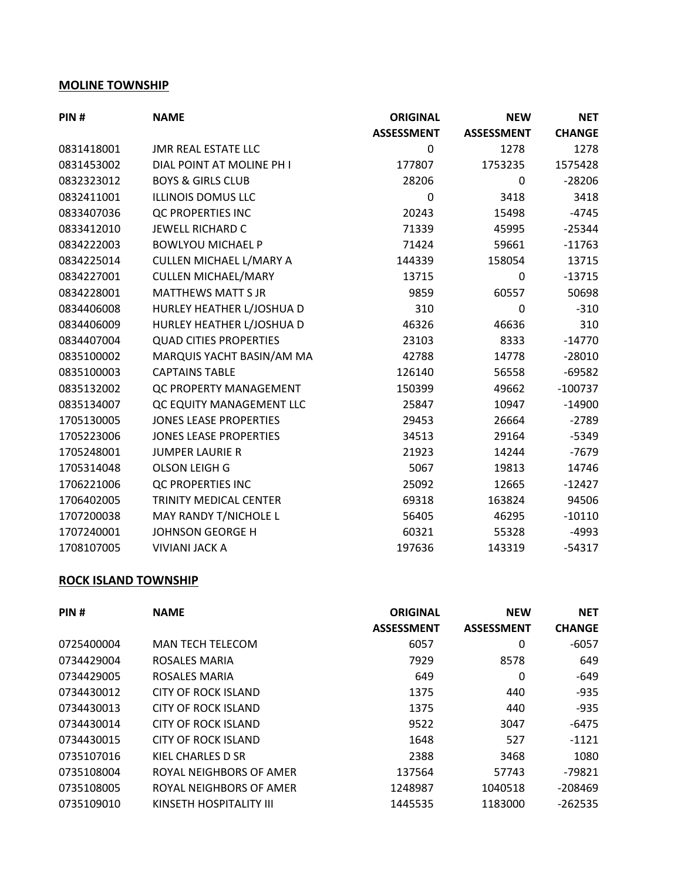**MOLINE TOWNSHIP**

| PIN # | NAME | ORIGINAL ASSESSMENT | NEW ASSESSMENT | NET CHANGE |
|---|---|---|---|---|
| 0831418001 | JMR REAL ESTATE LLC | 0 | 1278 | 1278 |
| 0831453002 | DIAL POINT AT MOLINE PH I | 177807 | 1753235 | 1575428 |
| 0832323012 | BOYS & GIRLS CLUB | 28206 | 0 | -28206 |
| 0832411001 | ILLINOIS DOMUS LLC | 0 | 3418 | 3418 |
| 0833407036 | QC PROPERTIES INC | 20243 | 15498 | -4745 |
| 0833412010 | JEWELL RICHARD C | 71339 | 45995 | -25344 |
| 0834222003 | BOWLYOU MICHAEL P | 71424 | 59661 | -11763 |
| 0834225014 | CULLEN MICHAEL L/MARY A | 144339 | 158054 | 13715 |
| 0834227001 | CULLEN MICHAEL/MARY | 13715 | 0 | -13715 |
| 0834228001 | MATTHEWS MATT S JR | 9859 | 60557 | 50698 |
| 0834406008 | HURLEY HEATHER L/JOSHUA D | 310 | 0 | -310 |
| 0834406009 | HURLEY HEATHER L/JOSHUA D | 46326 | 46636 | 310 |
| 0834407004 | QUAD CITIES PROPERTIES | 23103 | 8333 | -14770 |
| 0835100002 | MARQUIS YACHT BASIN/AM MA | 42788 | 14778 | -28010 |
| 0835100003 | CAPTAINS TABLE | 126140 | 56558 | -69582 |
| 0835132002 | QC PROPERTY MANAGEMENT | 150399 | 49662 | -100737 |
| 0835134007 | QC EQUITY MANAGEMENT LLC | 25847 | 10947 | -14900 |
| 1705130005 | JONES LEASE PROPERTIES | 29453 | 26664 | -2789 |
| 1705223006 | JONES LEASE PROPERTIES | 34513 | 29164 | -5349 |
| 1705248001 | JUMPER LAURIE R | 21923 | 14244 | -7679 |
| 1705314048 | OLSON LEIGH G | 5067 | 19813 | 14746 |
| 1706221006 | QC PROPERTIES INC | 25092 | 12665 | -12427 |
| 1706402005 | TRINITY MEDICAL CENTER | 69318 | 163824 | 94506 |
| 1707200038 | MAY RANDY T/NICHOLE L | 56405 | 46295 | -10110 |
| 1707240001 | JOHNSON GEORGE H | 60321 | 55328 | -4993 |
| 1708107005 | VIVIANI JACK A | 197636 | 143319 | -54317 |

**ROCK ISLAND TOWNSHIP**

| PIN # | NAME | ORIGINAL ASSESSMENT | NEW ASSESSMENT | NET CHANGE |
|---|---|---|---|---|
| 0725400004 | MAN TECH TELECOM | 6057 | 0 | -6057 |
| 0734429004 | ROSALES MARIA | 7929 | 8578 | 649 |
| 0734429005 | ROSALES MARIA | 649 | 0 | -649 |
| 0734430012 | CITY OF ROCK ISLAND | 1375 | 440 | -935 |
| 0734430013 | CITY OF ROCK ISLAND | 1375 | 440 | -935 |
| 0734430014 | CITY OF ROCK ISLAND | 9522 | 3047 | -6475 |
| 0734430015 | CITY OF ROCK ISLAND | 1648 | 527 | -1121 |
| 0735107016 | KIEL CHARLES D SR | 2388 | 3468 | 1080 |
| 0735108004 | ROYAL NEIGHBORS OF AMER | 137564 | 57743 | -79821 |
| 0735108005 | ROYAL NEIGHBORS OF AMER | 1248987 | 1040518 | -208469 |
| 0735109010 | KINSETH HOSPITALITY III | 1445535 | 1183000 | -262535 |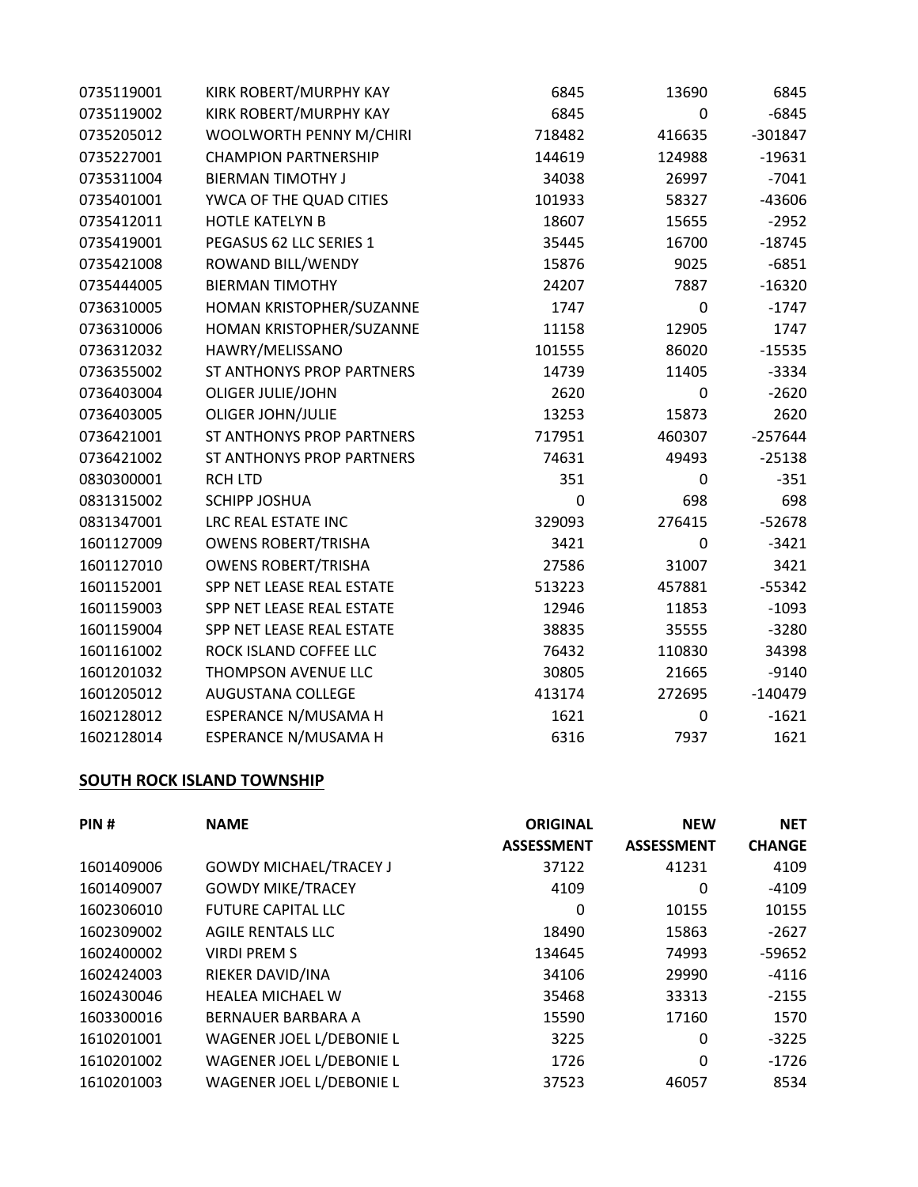| | | | | |
|---|---|---|---|---|
| 0735119001 | KIRK ROBERT/MURPHY KAY | 6845 | 13690 | 6845 |
| 0735119002 | KIRK ROBERT/MURPHY KAY | 6845 | 0 | -6845 |
| 0735205012 | WOOLWORTH PENNY M/CHIRI | 718482 | 416635 | -301847 |
| 0735227001 | CHAMPION PARTNERSHIP | 144619 | 124988 | -19631 |
| 0735311004 | BIERMAN TIMOTHY J | 34038 | 26997 | -7041 |
| 0735401001 | YWCA OF THE QUAD CITIES | 101933 | 58327 | -43606 |
| 0735412011 | HOTLE KATELYN B | 18607 | 15655 | -2952 |
| 0735419001 | PEGASUS 62 LLC SERIES 1 | 35445 | 16700 | -18745 |
| 0735421008 | ROWAND BILL/WENDY | 15876 | 9025 | -6851 |
| 0735444005 | BIERMAN TIMOTHY | 24207 | 7887 | -16320 |
| 0736310005 | HOMAN KRISTOPHER/SUZANNE | 1747 | 0 | -1747 |
| 0736310006 | HOMAN KRISTOPHER/SUZANNE | 11158 | 12905 | 1747 |
| 0736312032 | HAWRY/MELISSANO | 101555 | 86020 | -15535 |
| 0736355002 | ST ANTHONYS PROP PARTNERS | 14739 | 11405 | -3334 |
| 0736403004 | OLIGER JULIE/JOHN | 2620 | 0 | -2620 |
| 0736403005 | OLIGER JOHN/JULIE | 13253 | 15873 | 2620 |
| 0736421001 | ST ANTHONYS PROP PARTNERS | 717951 | 460307 | -257644 |
| 0736421002 | ST ANTHONYS PROP PARTNERS | 74631 | 49493 | -25138 |
| 0830300001 | RCH LTD | 351 | 0 | -351 |
| 0831315002 | SCHIPP JOSHUA | 0 | 698 | 698 |
| 0831347001 | LRC REAL ESTATE INC | 329093 | 276415 | -52678 |
| 1601127009 | OWENS ROBERT/TRISHA | 3421 | 0 | -3421 |
| 1601127010 | OWENS ROBERT/TRISHA | 27586 | 31007 | 3421 |
| 1601152001 | SPP NET LEASE REAL ESTATE | 513223 | 457881 | -55342 |
| 1601159003 | SPP NET LEASE REAL ESTATE | 12946 | 11853 | -1093 |
| 1601159004 | SPP NET LEASE REAL ESTATE | 38835 | 35555 | -3280 |
| 1601161002 | ROCK ISLAND COFFEE LLC | 76432 | 110830 | 34398 |
| 1601201032 | THOMPSON AVENUE LLC | 30805 | 21665 | -9140 |
| 1601205012 | AUGUSTANA COLLEGE | 413174 | 272695 | -140479 |
| 1602128012 | ESPERANCE N/MUSAMA H | 1621 | 0 | -1621 |
| 1602128014 | ESPERANCE N/MUSAMA H | 6316 | 7937 | 1621 |

**SOUTH ROCK ISLAND TOWNSHIP**

| PIN # | NAME | ORIGINAL ASSESSMENT | NEW ASSESSMENT | NET CHANGE |
|---|---|---|---|---|
| 1601409006 | GOWDY MICHAEL/TRACEY J | 37122 | 41231 | 4109 |
| 1601409007 | GOWDY MIKE/TRACEY | 4109 | 0 | -4109 |
| 1602306010 | FUTURE CAPITAL LLC | 0 | 10155 | 10155 |
| 1602309002 | AGILE RENTALS LLC | 18490 | 15863 | -2627 |
| 1602400002 | VIRDI PREM S | 134645 | 74993 | -59652 |
| 1602424003 | RIEKER DAVID/INA | 34106 | 29990 | -4116 |
| 1602430046 | HEALEA MICHAEL W | 35468 | 33313 | -2155 |
| 1603300016 | BERNAUER BARBARA A | 15590 | 17160 | 1570 |
| 1610201001 | WAGENER JOEL L/DEBONIE L | 3225 | 0 | -3225 |
| 1610201002 | WAGENER JOEL L/DEBONIE L | 1726 | 0 | -1726 |
| 1610201003 | WAGENER JOEL L/DEBONIE L | 37523 | 46057 | 8534 |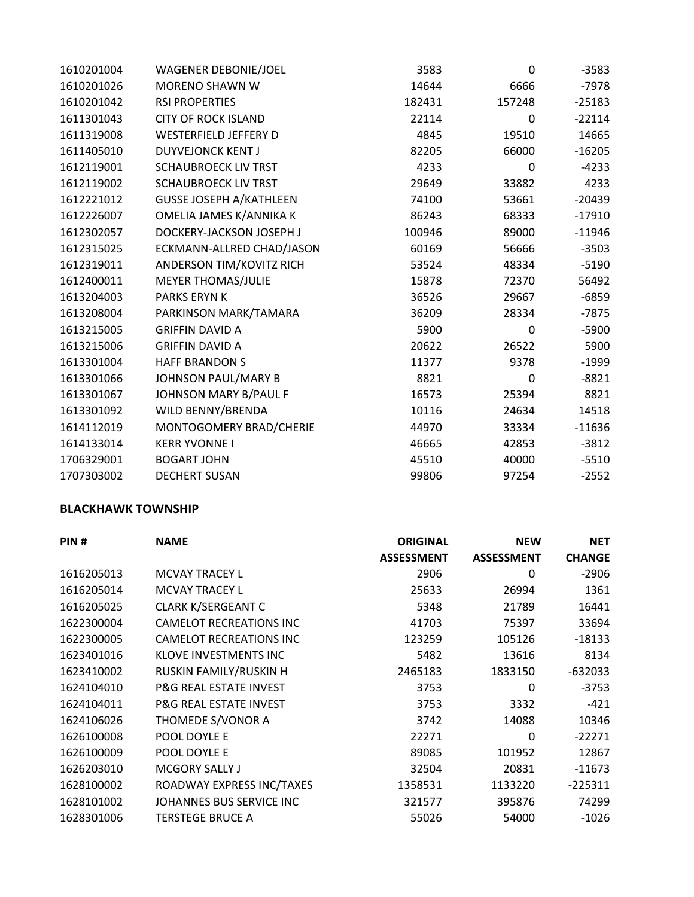| | | | | |
|---|---|---|---|---|
| 1610201004 | WAGENER DEBONIE/JOEL | 3583 | 0 | -3583 |
| 1610201026 | MORENO SHAWN W | 14644 | 6666 | -7978 |
| 1610201042 | RSI PROPERTIES | 182431 | 157248 | -25183 |
| 1611301043 | CITY OF ROCK ISLAND | 22114 | 0 | -22114 |
| 1611319008 | WESTERFIELD JEFFERY D | 4845 | 19510 | 14665 |
| 1611405010 | DUYVEJONCK KENT J | 82205 | 66000 | -16205 |
| 1612119001 | SCHAUBROECK LIV TRST | 4233 | 0 | -4233 |
| 1612119002 | SCHAUBROECK LIV TRST | 29649 | 33882 | 4233 |
| 1612221012 | GUSSE JOSEPH A/KATHLEEN | 74100 | 53661 | -20439 |
| 1612226007 | OMELIA JAMES K/ANNIKA K | 86243 | 68333 | -17910 |
| 1612302057 | DOCKERY-JACKSON JOSEPH J | 100946 | 89000 | -11946 |
| 1612315025 | ECKMANN-ALLRED CHAD/JASON | 60169 | 56666 | -3503 |
| 1612319011 | ANDERSON TIM/KOVITZ RICH | 53524 | 48334 | -5190 |
| 1612400011 | MEYER THOMAS/JULIE | 15878 | 72370 | 56492 |
| 1613204003 | PARKS ERYN K | 36526 | 29667 | -6859 |
| 1613208004 | PARKINSON MARK/TAMARA | 36209 | 28334 | -7875 |
| 1613215005 | GRIFFIN DAVID A | 5900 | 0 | -5900 |
| 1613215006 | GRIFFIN DAVID A | 20622 | 26522 | 5900 |
| 1613301004 | HAFF BRANDON S | 11377 | 9378 | -1999 |
| 1613301066 | JOHNSON PAUL/MARY B | 8821 | 0 | -8821 |
| 1613301067 | JOHNSON MARY B/PAUL F | 16573 | 25394 | 8821 |
| 1613301092 | WILD BENNY/BRENDA | 10116 | 24634 | 14518 |
| 1614112019 | MONTOGOMERY BRAD/CHERIE | 44970 | 33334 | -11636 |
| 1614133014 | KERR YVONNE I | 46665 | 42853 | -3812 |
| 1706329001 | BOGART JOHN | 45510 | 40000 | -5510 |
| 1707303002 | DECHERT SUSAN | 99806 | 97254 | -2552 |

**BLACKHAWK TOWNSHIP**

| PIN # | NAME | ORIGINAL ASSESSMENT | NEW ASSESSMENT | NET CHANGE |
|---|---|---|---|---|
| 1616205013 | MCVAY TRACEY L | 2906 | 0 | -2906 |
| 1616205014 | MCVAY TRACEY L | 25633 | 26994 | 1361 |
| 1616205025 | CLARK K/SERGEANT C | 5348 | 21789 | 16441 |
| 1622300004 | CAMELOT RECREATIONS INC | 41703 | 75397 | 33694 |
| 1622300005 | CAMELOT RECREATIONS INC | 123259 | 105126 | -18133 |
| 1623401016 | KLOVE INVESTMENTS INC | 5482 | 13616 | 8134 |
| 1623410002 | RUSKIN FAMILY/RUSKIN H | 2465183 | 1833150 | -632033 |
| 1624104010 | P&G REAL ESTATE INVEST | 3753 | 0 | -3753 |
| 1624104011 | P&G REAL ESTATE INVEST | 3753 | 3332 | -421 |
| 1624106026 | THOMEDE S/VONOR A | 3742 | 14088 | 10346 |
| 1626100008 | POOL DOYLE E | 22271 | 0 | -22271 |
| 1626100009 | POOL DOYLE E | 89085 | 101952 | 12867 |
| 1626203010 | MCGORY SALLY J | 32504 | 20831 | -11673 |
| 1628100002 | ROADWAY EXPRESS INC/TAXES | 1358531 | 1133220 | -225311 |
| 1628101002 | JOHANNES BUS SERVICE INC | 321577 | 395876 | 74299 |
| 1628301006 | TERSTEGE BRUCE A | 55026 | 54000 | -1026 |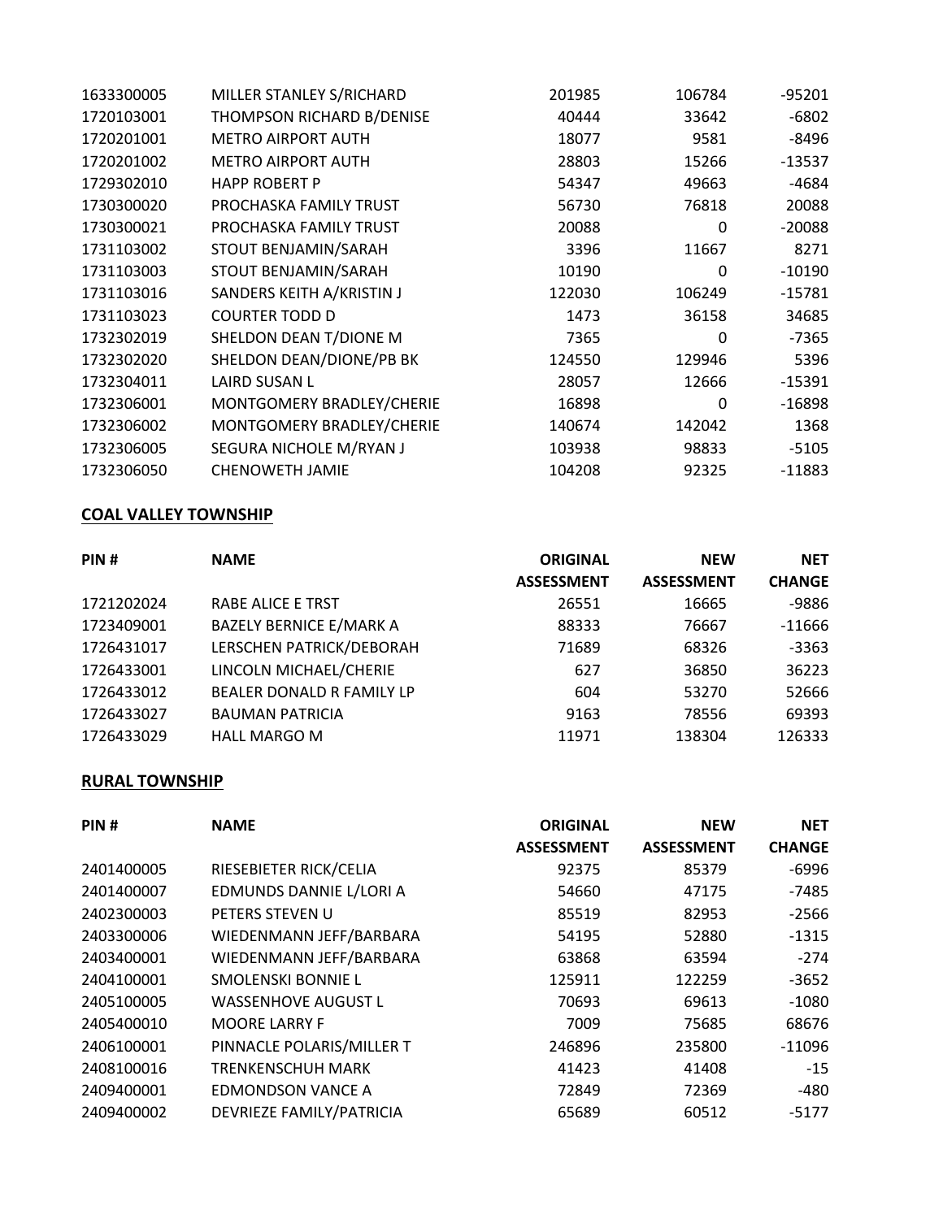| | | | | |
|---|---|---|---|---|
| 1633300005 | MILLER STANLEY S/RICHARD | 201985 | 106784 | -95201 |
| 1720103001 | THOMPSON RICHARD B/DENISE | 40444 | 33642 | -6802 |
| 1720201001 | METRO AIRPORT AUTH | 18077 | 9581 | -8496 |
| 1720201002 | METRO AIRPORT AUTH | 28803 | 15266 | -13537 |
| 1729302010 | HAPP ROBERT P | 54347 | 49663 | -4684 |
| 1730300020 | PROCHASKA FAMILY TRUST | 56730 | 76818 | 20088 |
| 1730300021 | PROCHASKA FAMILY TRUST | 20088 | 0 | -20088 |
| 1731103002 | STOUT BENJAMIN/SARAH | 3396 | 11667 | 8271 |
| 1731103003 | STOUT BENJAMIN/SARAH | 10190 | 0 | -10190 |
| 1731103016 | SANDERS KEITH A/KRISTIN J | 122030 | 106249 | -15781 |
| 1731103023 | COURTER TODD D | 1473 | 36158 | 34685 |
| 1732302019 | SHELDON DEAN T/DIONE M | 7365 | 0 | -7365 |
| 1732302020 | SHELDON DEAN/DIONE/PB BK | 124550 | 129946 | 5396 |
| 1732304011 | LAIRD SUSAN L | 28057 | 12666 | -15391 |
| 1732306001 | MONTGOMERY BRADLEY/CHERIE | 16898 | 0 | -16898 |
| 1732306002 | MONTGOMERY BRADLEY/CHERIE | 140674 | 142042 | 1368 |
| 1732306005 | SEGURA NICHOLE M/RYAN J | 103938 | 98833 | -5105 |
| 1732306050 | CHENOWETH JAMIE | 104208 | 92325 | -11883 |

**COAL VALLEY TOWNSHIP**

| PIN # | NAME | ORIGINAL ASSESSMENT | NEW ASSESSMENT | NET CHANGE |
|---|---|---|---|---|
| 1721202024 | RABE ALICE E TRST | 26551 | 16665 | -9886 |
| 1723409001 | BAZELY BERNICE E/MARK A | 88333 | 76667 | -11666 |
| 1726431017 | LERSCHEN PATRICK/DEBORAH | 71689 | 68326 | -3363 |
| 1726433001 | LINCOLN MICHAEL/CHERIE | 627 | 36850 | 36223 |
| 1726433012 | BEALER DONALD R FAMILY LP | 604 | 53270 | 52666 |
| 1726433027 | BAUMAN PATRICIA | 9163 | 78556 | 69393 |
| 1726433029 | HALL MARGO M | 11971 | 138304 | 126333 |

**RURAL TOWNSHIP**

| PIN # | NAME | ORIGINAL ASSESSMENT | NEW ASSESSMENT | NET CHANGE |
|---|---|---|---|---|
| 2401400005 | RIESEBIETER RICK/CELIA | 92375 | 85379 | -6996 |
| 2401400007 | EDMUNDS DANNIE L/LORI A | 54660 | 47175 | -7485 |
| 2402300003 | PETERS STEVEN U | 85519 | 82953 | -2566 |
| 2403300006 | WIEDENMANN JEFF/BARBARA | 54195 | 52880 | -1315 |
| 2403400001 | WIEDENMANN JEFF/BARBARA | 63868 | 63594 | -274 |
| 2404100001 | SMOLENSKI BONNIE L | 125911 | 122259 | -3652 |
| 2405100005 | WASSENHOVE AUGUST L | 70693 | 69613 | -1080 |
| 2405400010 | MOORE LARRY F | 7009 | 75685 | 68676 |
| 2406100001 | PINNACLE POLARIS/MILLER T | 246896 | 235800 | -11096 |
| 2408100016 | TRENKENSCHUH MARK | 41423 | 41408 | -15 |
| 2409400001 | EDMONDSON VANCE A | 72849 | 72369 | -480 |
| 2409400002 | DEVRIEZE FAMILY/PATRICIA | 65689 | 60512 | -5177 |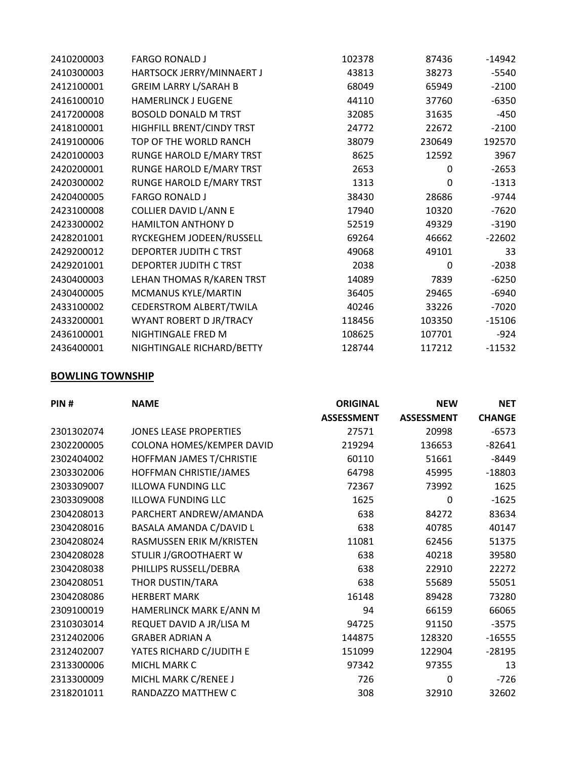| | | | | |
|---|---|---|---|---|
| 2410200003 | FARGO RONALD J | 102378 | 87436 | -14942 |
| 2410300003 | HARTSOCK JERRY/MINNAERT J | 43813 | 38273 | -5540 |
| 2412100001 | GREIM LARRY L/SARAH B | 68049 | 65949 | -2100 |
| 2416100010 | HAMERLINCK J EUGENE | 44110 | 37760 | -6350 |
| 2417200008 | BOSOLD DONALD M TRST | 32085 | 31635 | -450 |
| 2418100001 | HIGHFILL BRENT/CINDY TRST | 24772 | 22672 | -2100 |
| 2419100006 | TOP OF THE WORLD RANCH | 38079 | 230649 | 192570 |
| 2420100003 | RUNGE HAROLD E/MARY TRST | 8625 | 12592 | 3967 |
| 2420200001 | RUNGE HAROLD E/MARY TRST | 2653 | 0 | -2653 |
| 2420300002 | RUNGE HAROLD E/MARY TRST | 1313 | 0 | -1313 |
| 2420400005 | FARGO RONALD J | 38430 | 28686 | -9744 |
| 2423100008 | COLLIER DAVID L/ANN E | 17940 | 10320 | -7620 |
| 2423300002 | HAMILTON ANTHONY D | 52519 | 49329 | -3190 |
| 2428201001 | RYCKEGHEM JODEEN/RUSSELL | 69264 | 46662 | -22602 |
| 2429200012 | DEPORTER JUDITH C TRST | 49068 | 49101 | 33 |
| 2429201001 | DEPORTER JUDITH C TRST | 2038 | 0 | -2038 |
| 2430400003 | LEHAN THOMAS R/KAREN TRST | 14089 | 7839 | -6250 |
| 2430400005 | MCMANUS KYLE/MARTIN | 36405 | 29465 | -6940 |
| 2433100002 | CEDERSTROM ALBERT/TWILA | 40246 | 33226 | -7020 |
| 2433200001 | WYANT ROBERT D JR/TRACY | 118456 | 103350 | -15106 |
| 2436100001 | NIGHTINGALE FRED M | 108625 | 107701 | -924 |
| 2436400001 | NIGHTINGALE RICHARD/BETTY | 128744 | 117212 | -11532 |

**BOWLING TOWNSHIP**

| PIN # | NAME | ORIGINAL ASSESSMENT | NEW ASSESSMENT | NET CHANGE |
|---|---|---|---|---|
| 2301302074 | JONES LEASE PROPERTIES | 27571 | 20998 | -6573 |
| 2302200005 | COLONA HOMES/KEMPER DAVID | 219294 | 136653 | -82641 |
| 2302404002 | HOFFMAN JAMES T/CHRISTIE | 60110 | 51661 | -8449 |
| 2303302006 | HOFFMAN CHRISTIE/JAMES | 64798 | 45995 | -18803 |
| 2303309007 | ILLOWA FUNDING LLC | 72367 | 73992 | 1625 |
| 2303309008 | ILLOWA FUNDING LLC | 1625 | 0 | -1625 |
| 2304208013 | PARCHERT ANDREW/AMANDA | 638 | 84272 | 83634 |
| 2304208016 | BASALA AMANDA C/DAVID L | 638 | 40785 | 40147 |
| 2304208024 | RASMUSSEN ERIK M/KRISTEN | 11081 | 62456 | 51375 |
| 2304208028 | STULIR J/GROOTHAERT W | 638 | 40218 | 39580 |
| 2304208038 | PHILLIPS RUSSELL/DEBRA | 638 | 22910 | 22272 |
| 2304208051 | THOR DUSTIN/TARA | 638 | 55689 | 55051 |
| 2304208086 | HERBERT MARK | 16148 | 89428 | 73280 |
| 2309100019 | HAMERLINCK MARK E/ANN M | 94 | 66159 | 66065 |
| 2310303014 | REQUET DAVID A JR/LISA M | 94725 | 91150 | -3575 |
| 2312402006 | GRABER ADRIAN A | 144875 | 128320 | -16555 |
| 2312402007 | YATES RICHARD C/JUDITH E | 151099 | 122904 | -28195 |
| 2313300006 | MICHL MARK C | 97342 | 97355 | 13 |
| 2313300009 | MICHL MARK C/RENEE J | 726 | 0 | -726 |
| 2318201011 | RANDAZZO MATTHEW C | 308 | 32910 | 32602 |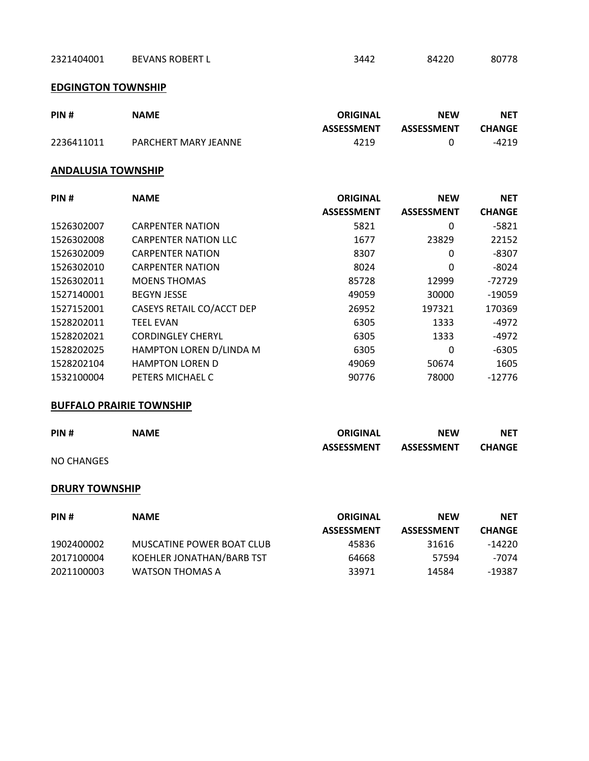| | | | | |
|---|---|---|---|---|
| 2321404001 | BEVANS ROBERT L | 3442 | 84220 | 80778 |

**EDGINGTON TOWNSHIP**

| PIN # | NAME | ORIGINAL ASSESSMENT | NEW ASSESSMENT | NET CHANGE |
|---|---|---|---|---|
| 2236411011 | PARCHERT MARY JEANNE | 4219 | 0 | -4219 |

**ANDALUSIA TOWNSHIP**

| PIN # | NAME | ORIGINAL ASSESSMENT | NEW ASSESSMENT | NET CHANGE |
|---|---|---|---|---|
| 1526302007 | CARPENTER NATION | 5821 | 0 | -5821 |
| 1526302008 | CARPENTER NATION LLC | 1677 | 23829 | 22152 |
| 1526302009 | CARPENTER NATION | 8307 | 0 | -8307 |
| 1526302010 | CARPENTER NATION | 8024 | 0 | -8024 |
| 1526302011 | MOENS THOMAS | 85728 | 12999 | -72729 |
| 1527140001 | BEGYN JESSE | 49059 | 30000 | -19059 |
| 1527152001 | CASEYS RETAIL CO/ACCT DEP | 26952 | 197321 | 170369 |
| 1528202011 | TEEL EVAN | 6305 | 1333 | -4972 |
| 1528202021 | CORDINGLEY CHERYL | 6305 | 1333 | -4972 |
| 1528202025 | HAMPTON LOREN D/LINDA M | 6305 | 0 | -6305 |
| 1528202104 | HAMPTON LOREN D | 49069 | 50674 | 1605 |
| 1532100004 | PETERS MICHAEL C | 90776 | 78000 | -12776 |

**BUFFALO PRAIRIE TOWNSHIP**

| PIN # | NAME | ORIGINAL ASSESSMENT | NEW ASSESSMENT | NET CHANGE |
|---|---|---|---|---|

NO CHANGES

**DRURY TOWNSHIP**

| PIN # | NAME | ORIGINAL ASSESSMENT | NEW ASSESSMENT | NET CHANGE |
|---|---|---|---|---|
| 1902400002 | MUSCATINE POWER BOAT CLUB | 45836 | 31616 | -14220 |
| 2017100004 | KOEHLER JONATHAN/BARB TST | 64668 | 57594 | -7074 |
| 2021100003 | WATSON THOMAS A | 33971 | 14584 | -19387 |